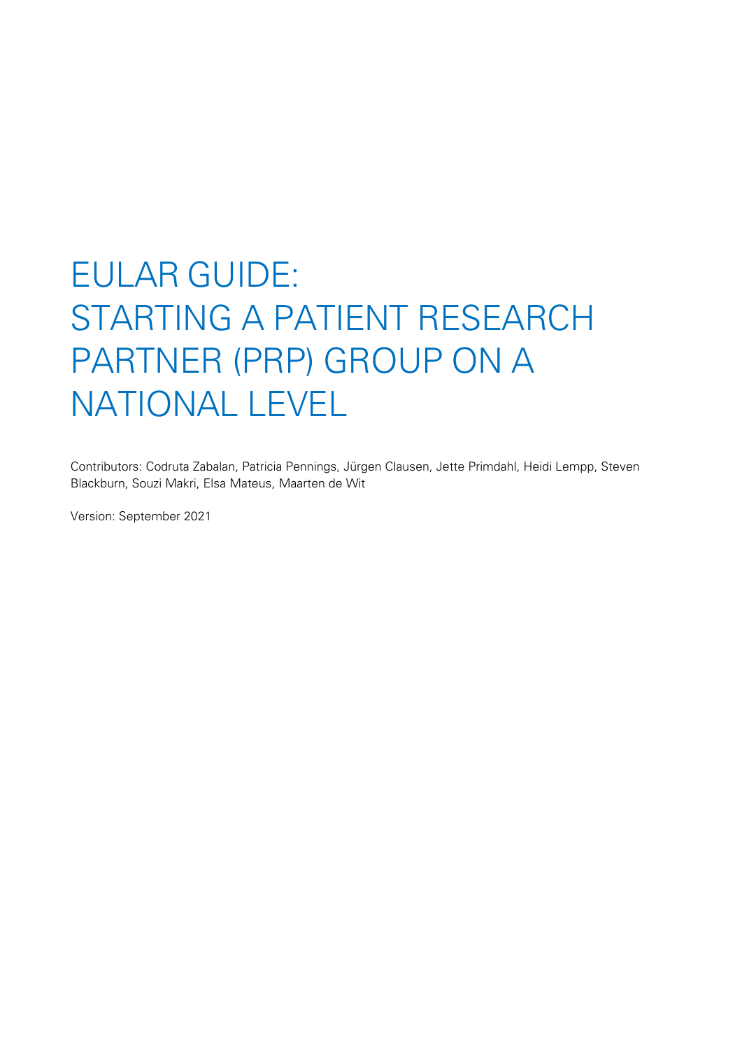# EULAR GUIDE: STARTING A PATIENT RESEARCH PARTNER (PRP) GROUP ON A NATIONAL LEVEL

Contributors: Codruta Zabalan, Patricia Pennings, Jürgen Clausen, Jette Primdahl, Heidi Lempp, Steven Blackburn, Souzi Makri, Elsa Mateus, Maarten de Wit

Version: September 2021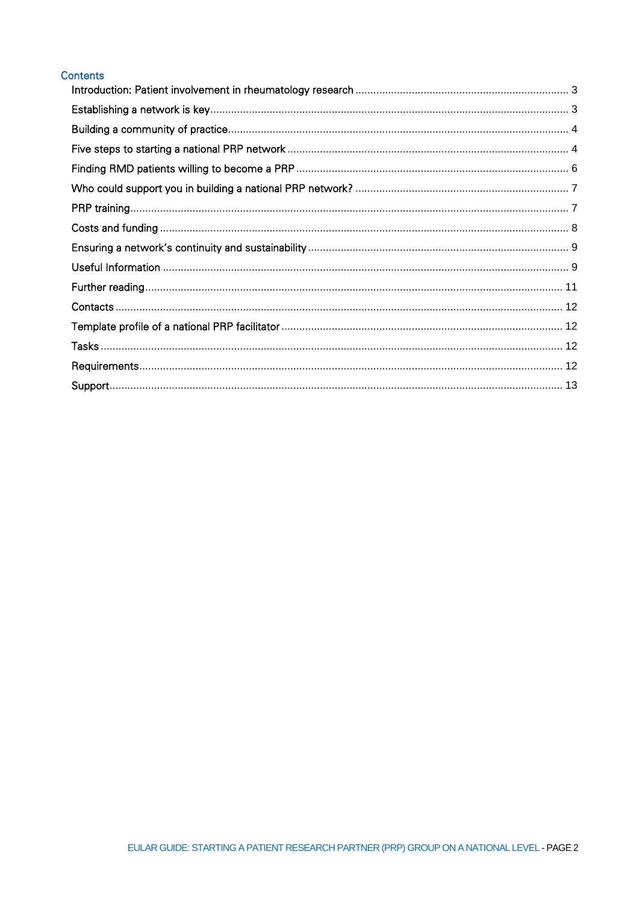## Contents

- Introduction: Patient involvement in rheumatology research ... 3
- Establishing a network is key ... 3
- Building a community of practice ... 4
- Five steps to starting a national PRP network ... 4
- Finding RMD patients willing to become a PRP ... 6
- Who could support you in building a national PRP network? ... 7
- PRP training ... 7
- Costs and funding ... 8
- Ensuring a network's continuity and sustainability ... 9
- Useful Information ... 9
- Further reading ... 11
- Contacts ... 12
- Template profile of a national PRP facilitator ... 12
- Tasks ... 12
- Requirements ... 12
- Support ... 13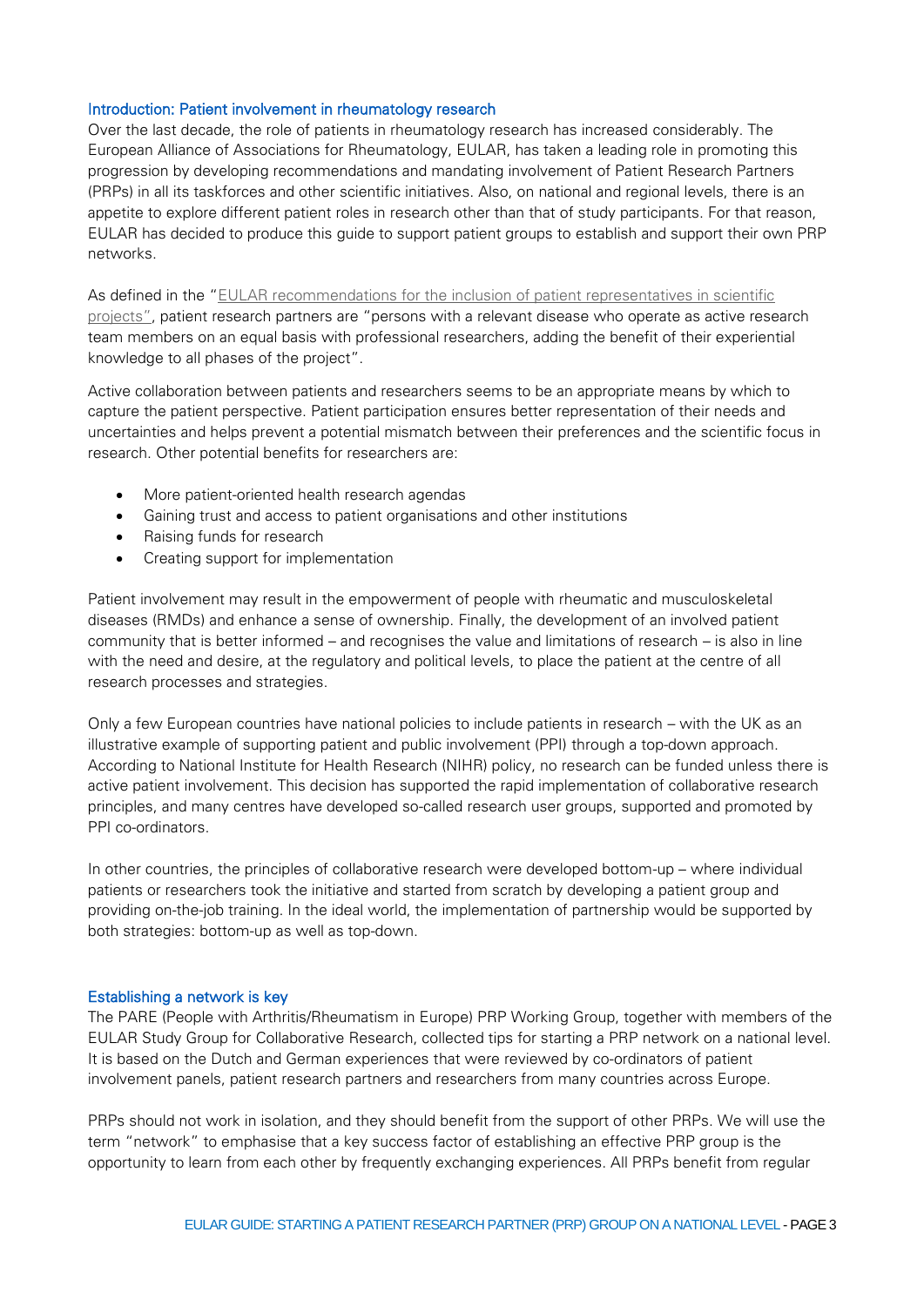## Introduction: Patient involvement in rheumatology research

Over the last decade, the role of patients in rheumatology research has increased considerably. The European Alliance of Associations for Rheumatology, EULAR, has taken a leading role in promoting this progression by developing recommendations and mandating involvement of Patient Research Partners (PRPs) in all its taskforces and other scientific initiatives. Also, on national and regional levels, there is an appetite to explore different patient roles in research other than that of study participants. For that reason, EULAR has decided to produce this guide to support patient groups to establish and support their own PRP networks.

As defined in the "EULAR recommendations for the inclusion of patient representatives in scientific projects", patient research partners are "persons with a relevant disease who operate as active research team members on an equal basis with professional researchers, adding the benefit of their experiential knowledge to all phases of the project".

Active collaboration between patients and researchers seems to be an appropriate means by which to capture the patient perspective. Patient participation ensures better representation of their needs and uncertainties and helps prevent a potential mismatch between their preferences and the scientific focus in research. Other potential benefits for researchers are:

- More patient-oriented health research agendas
- Gaining trust and access to patient organisations and other institutions
- Raising funds for research
- Creating support for implementation

Patient involvement may result in the empowerment of people with rheumatic and musculoskeletal diseases (RMDs) and enhance a sense of ownership. Finally, the development of an involved patient community that is better informed – and recognises the value and limitations of research – is also in line with the need and desire, at the regulatory and political levels, to place the patient at the centre of all research processes and strategies.

Only a few European countries have national policies to include patients in research – with the UK as an illustrative example of supporting patient and public involvement (PPI) through a top-down approach. According to National Institute for Health Research (NIHR) policy, no research can be funded unless there is active patient involvement. This decision has supported the rapid implementation of collaborative research principles, and many centres have developed so-called research user groups, supported and promoted by PPI co-ordinators.

In other countries, the principles of collaborative research were developed bottom-up – where individual patients or researchers took the initiative and started from scratch by developing a patient group and providing on-the-job training. In the ideal world, the implementation of partnership would be supported by both strategies: bottom-up as well as top-down.

## Establishing a network is key

The PARE (People with Arthritis/Rheumatism in Europe) PRP Working Group, together with members of the EULAR Study Group for Collaborative Research, collected tips for starting a PRP network on a national level. It is based on the Dutch and German experiences that were reviewed by co-ordinators of patient involvement panels, patient research partners and researchers from many countries across Europe.

PRPs should not work in isolation, and they should benefit from the support of other PRPs. We will use the term "network" to emphasise that a key success factor of establishing an effective PRP group is the opportunity to learn from each other by frequently exchanging experiences. All PRPs benefit from regular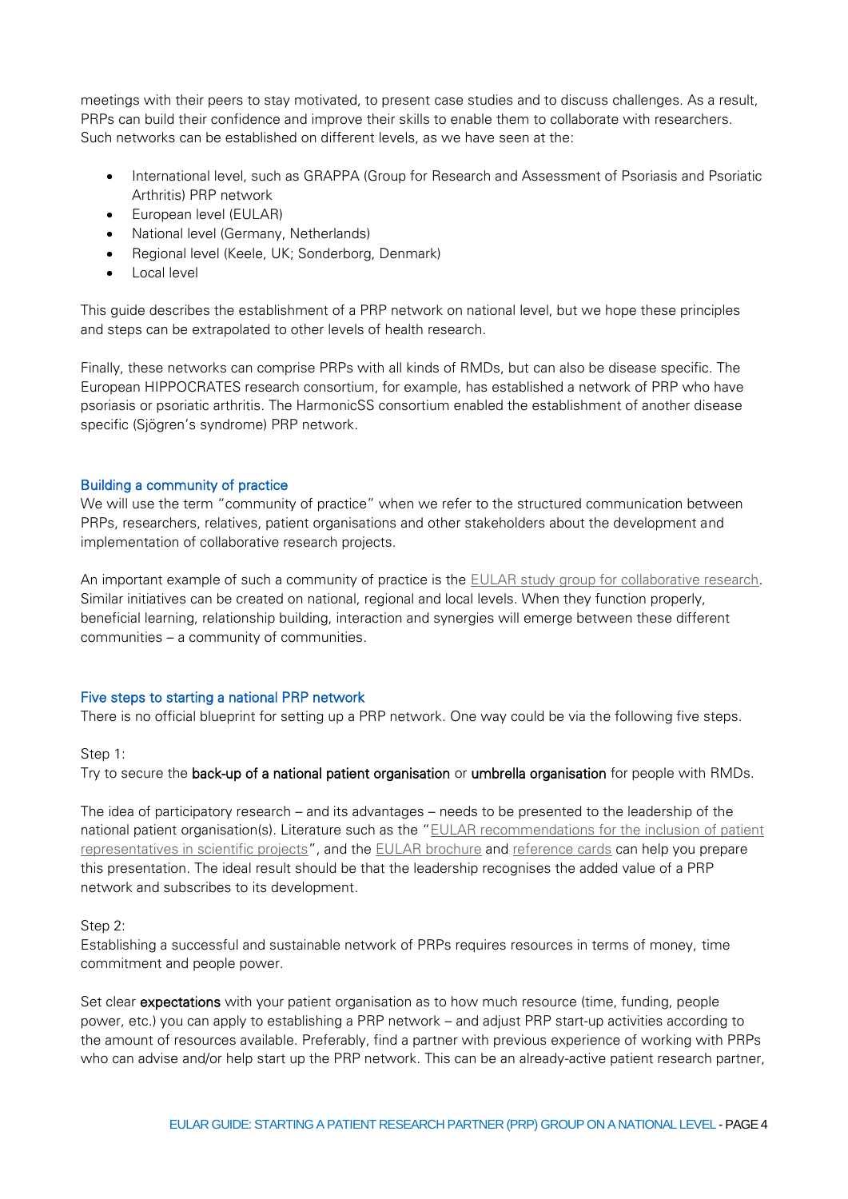meetings with their peers to stay motivated, to present case studies and to discuss challenges. As a result, PRPs can build their confidence and improve their skills to enable them to collaborate with researchers. Such networks can be established on different levels, as we have seen at the:

- International level, such as GRAPPA (Group for Research and Assessment of Psoriasis and Psoriatic Arthritis) PRP network
- European level (EULAR)
- National level (Germany, Netherlands)
- Regional level (Keele, UK; Sonderborg, Denmark)
- Local level

This guide describes the establishment of a PRP network on national level, but we hope these principles and steps can be extrapolated to other levels of health research.

Finally, these networks can comprise PRPs with all kinds of RMDs, but can also be disease specific. The European HIPPOCRATES research consortium, for example, has established a network of PRP who have psoriasis or psoriatic arthritis. The HarmonicSS consortium enabled the establishment of another disease specific (Sjögren's syndrome) PRP network.

## Building a community of practice

We will use the term "community of practice" when we refer to the structured communication between PRPs, researchers, relatives, patient organisations and other stakeholders about the development and implementation of collaborative research projects.

An important example of such a community of practice is the EULAR study group for collaborative research. Similar initiatives can be created on national, regional and local levels. When they function properly, beneficial learning, relationship building, interaction and synergies will emerge between these different communities – a community of communities.

## Five steps to starting a national PRP network

There is no official blueprint for setting up a PRP network. One way could be via the following five steps.

Step 1:
Try to secure the **back-up of a national patient organisation** or **umbrella organisation** for people with RMDs.

The idea of participatory research – and its advantages – needs to be presented to the leadership of the national patient organisation(s). Literature such as the "EULAR recommendations for the inclusion of patient representatives in scientific projects", and the EULAR brochure and reference cards can help you prepare this presentation. The ideal result should be that the leadership recognises the added value of a PRP network and subscribes to its development.

Step 2:
Establishing a successful and sustainable network of PRPs requires resources in terms of money, time commitment and people power.

Set clear **expectations** with your patient organisation as to how much resource (time, funding, people power, etc.) you can apply to establishing a PRP network – and adjust PRP start-up activities according to the amount of resources available. Preferably, find a partner with previous experience of working with PRPs who can advise and/or help start up the PRP network. This can be an already-active patient research partner,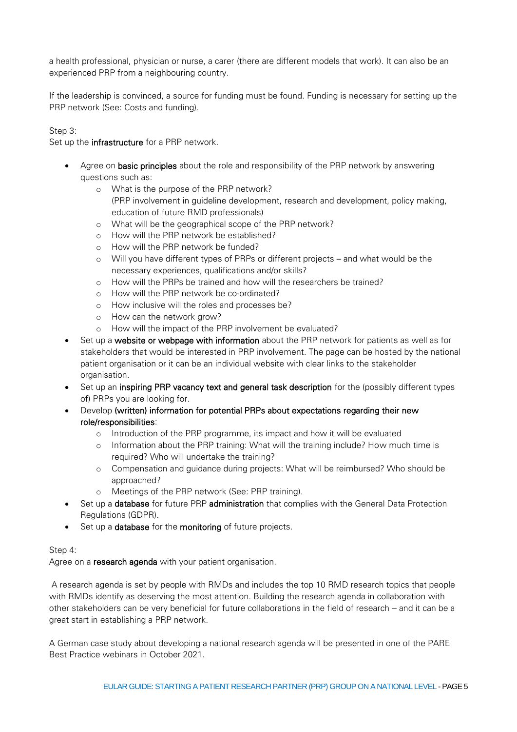a health professional, physician or nurse, a carer (there are different models that work). It can also be an experienced PRP from a neighbouring country.

If the leadership is convinced, a source for funding must be found. Funding is necessary for setting up the PRP network (See: Costs and funding).

Step 3:
Set up the **infrastructure** for a PRP network.

- Agree on **basic principles** about the role and responsibility of the PRP network by answering questions such as:
  - What is the purpose of the PRP network?
    (PRP involvement in guideline development, research and development, policy making, education of future RMD professionals)
  - What will be the geographical scope of the PRP network?
  - How will the PRP network be established?
  - How will the PRP network be funded?
  - Will you have different types of PRPs or different projects – and what would be the necessary experiences, qualifications and/or skills?
  - How will the PRPs be trained and how will the researchers be trained?
  - How will the PRP network be co-ordinated?
  - How inclusive will the roles and processes be?
  - How can the network grow?
  - How will the impact of the PRP involvement be evaluated?
- Set up a **website or webpage with information** about the PRP network for patients as well as for stakeholders that would be interested in PRP involvement. The page can be hosted by the national patient organisation or it can be an individual website with clear links to the stakeholder organisation.
- Set up an **inspiring PRP vacancy text and general task description** for the (possibly different types of) PRPs you are looking for.
- Develop **(written) information for potential PRPs about expectations regarding their new role/responsibilities**:
  - Introduction of the PRP programme, its impact and how it will be evaluated
  - Information about the PRP training: What will the training include? How much time is required? Who will undertake the training?
  - Compensation and guidance during projects: What will be reimbursed? Who should be approached?
  - Meetings of the PRP network (See: PRP training).
- Set up a **database** for future PRP **administration** that complies with the General Data Protection Regulations (GDPR).
- Set up a **database** for the **monitoring** of future projects.

Step 4:
Agree on a **research agenda** with your patient organisation.

A research agenda is set by people with RMDs and includes the top 10 RMD research topics that people with RMDs identify as deserving the most attention. Building the research agenda in collaboration with other stakeholders can be very beneficial for future collaborations in the field of research – and it can be a great start in establishing a PRP network.

A German case study about developing a national research agenda will be presented in one of the PARE Best Practice webinars in October 2021.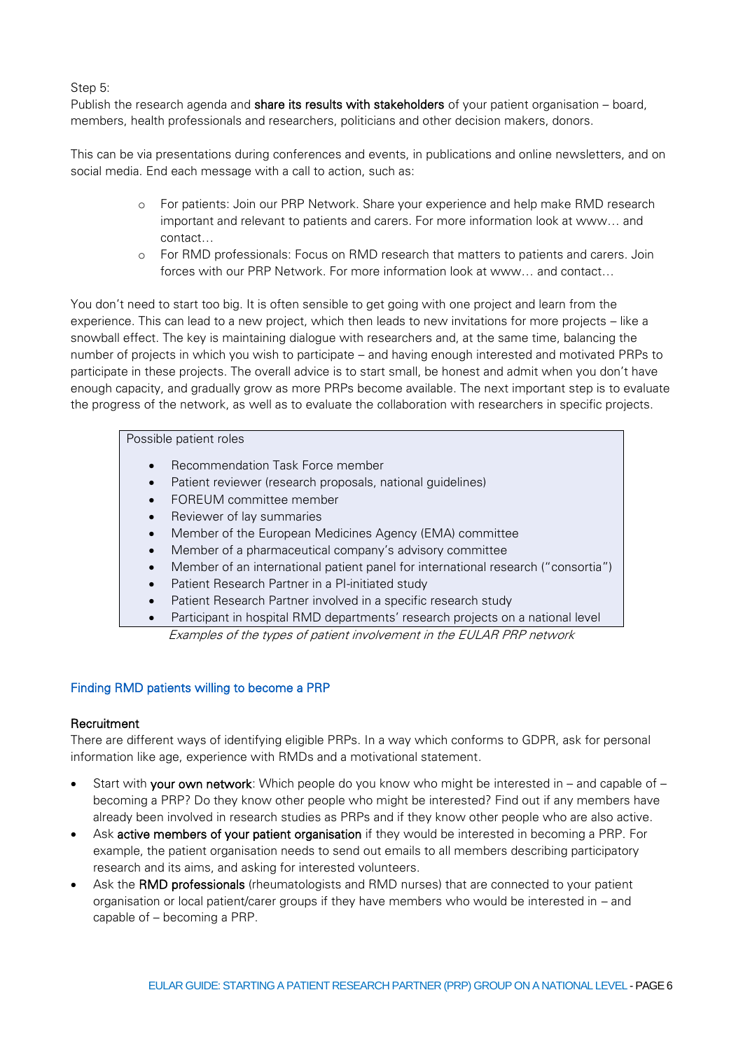Step 5:
Publish the research agenda and **share its results with stakeholders** of your patient organisation – board, members, health professionals and researchers, politicians and other decision makers, donors.

This can be via presentations during conferences and events, in publications and online newsletters, and on social media. End each message with a call to action, such as:

- For patients: Join our PRP Network. Share your experience and help make RMD research important and relevant to patients and carers. For more information look at www… and contact…
- For RMD professionals: Focus on RMD research that matters to patients and carers. Join forces with our PRP Network. For more information look at www… and contact…

You don't need to start too big. It is often sensible to get going with one project and learn from the experience. This can lead to a new project, which then leads to new invitations for more projects – like a snowball effect. The key is maintaining dialogue with researchers and, at the same time, balancing the number of projects in which you wish to participate – and having enough interested and motivated PRPs to participate in these projects. The overall advice is to start small, be honest and admit when you don't have enough capacity, and gradually grow as more PRPs become available. The next important step is to evaluate the progress of the network, as well as to evaluate the collaboration with researchers in specific projects.

Possible patient roles

- Recommendation Task Force member
- Patient reviewer (research proposals, national guidelines)
- FOREUM committee member
- Reviewer of lay summaries
- Member of the European Medicines Agency (EMA) committee
- Member of a pharmaceutical company's advisory committee
- Member of an international patient panel for international research ("consortia")
- Patient Research Partner in a PI-initiated study
- Patient Research Partner involved in a specific research study
- Participant in hospital RMD departments' research projects on a national level

*Examples of the types of patient involvement in the EULAR PRP network*

## Finding RMD patients willing to become a PRP

### Recruitment

There are different ways of identifying eligible PRPs. In a way which conforms to GDPR, ask for personal information like age, experience with RMDs and a motivational statement.

- Start with **your own network**: Which people do you know who might be interested in – and capable of – becoming a PRP? Do they know other people who might be interested? Find out if any members have already been involved in research studies as PRPs and if they know other people who are also active.
- Ask **active members of your patient organisation** if they would be interested in becoming a PRP. For example, the patient organisation needs to send out emails to all members describing participatory research and its aims, and asking for interested volunteers.
- Ask the **RMD professionals** (rheumatologists and RMD nurses) that are connected to your patient organisation or local patient/carer groups if they have members who would be interested in – and capable of – becoming a PRP.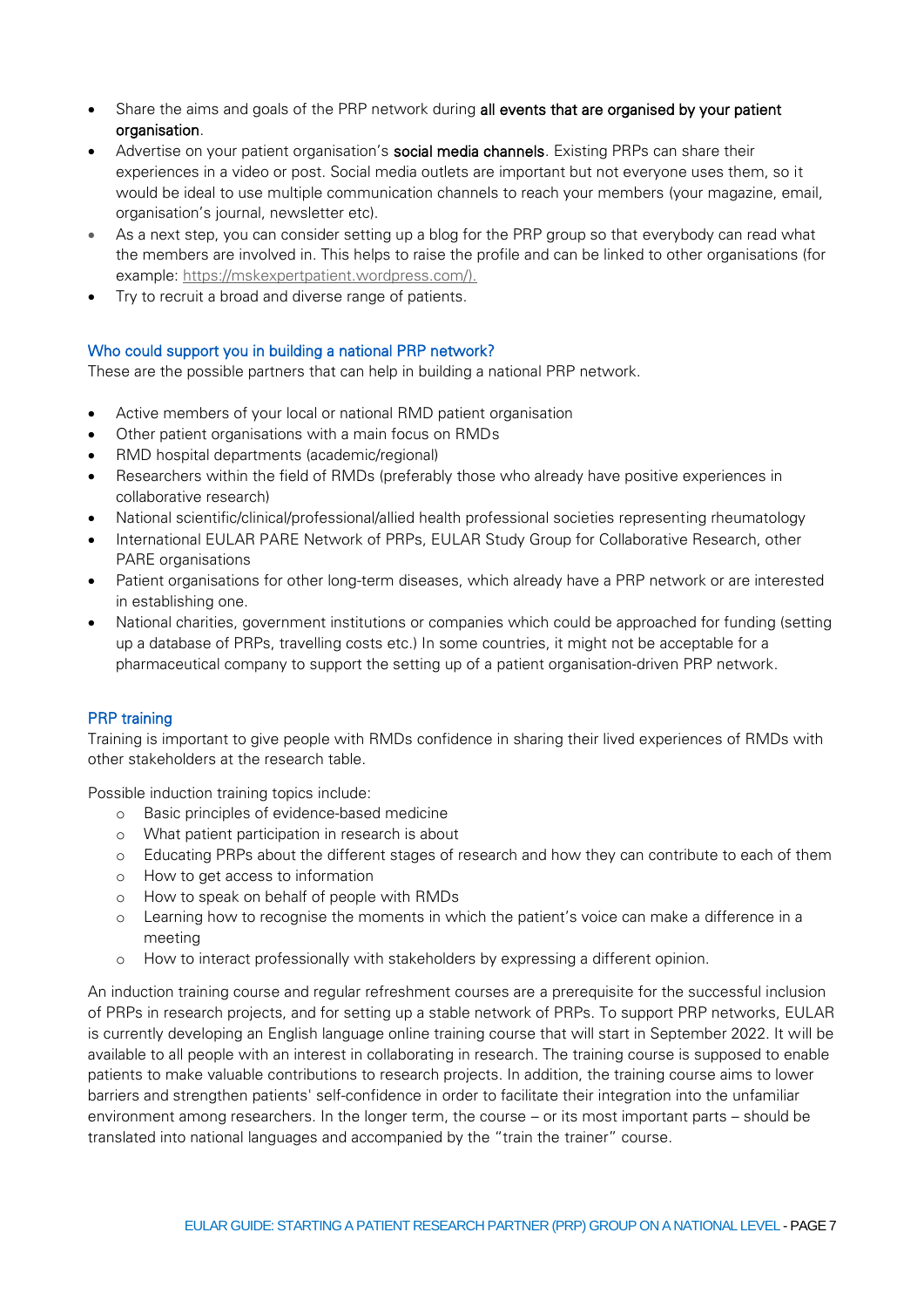- Share the aims and goals of the PRP network during **all events that are organised by your patient organisation**.
- Advertise on your patient organisation's **social media channels**. Existing PRPs can share their experiences in a video or post. Social media outlets are important but not everyone uses them, so it would be ideal to use multiple communication channels to reach your members (your magazine, email, organisation's journal, newsletter etc).
- As a next step, you can consider setting up a blog for the PRP group so that everybody can read what the members are involved in. This helps to raise the profile and can be linked to other organisations (for example: https://mskexpertpatient.wordpress.com/).
- Try to recruit a broad and diverse range of patients.

### Who could support you in building a national PRP network?

These are the possible partners that can help in building a national PRP network.

- Active members of your local or national RMD patient organisation
- Other patient organisations with a main focus on RMDs
- RMD hospital departments (academic/regional)
- Researchers within the field of RMDs (preferably those who already have positive experiences in collaborative research)
- National scientific/clinical/professional/allied health professional societies representing rheumatology
- International EULAR PARE Network of PRPs, EULAR Study Group for Collaborative Research, other PARE organisations
- Patient organisations for other long-term diseases, which already have a PRP network or are interested in establishing one.
- National charities, government institutions or companies which could be approached for funding (setting up a database of PRPs, travelling costs etc.) In some countries, it might not be acceptable for a pharmaceutical company to support the setting up of a patient organisation-driven PRP network.

### PRP training

Training is important to give people with RMDs confidence in sharing their lived experiences of RMDs with other stakeholders at the research table.

Possible induction training topics include:

- Basic principles of evidence-based medicine
- What patient participation in research is about
- Educating PRPs about the different stages of research and how they can contribute to each of them
- How to get access to information
- How to speak on behalf of people with RMDs
- Learning how to recognise the moments in which the patient's voice can make a difference in a meeting
- How to interact professionally with stakeholders by expressing a different opinion.

An induction training course and regular refreshment courses are a prerequisite for the successful inclusion of PRPs in research projects, and for setting up a stable network of PRPs. To support PRP networks, EULAR is currently developing an English language online training course that will start in September 2022. It will be available to all people with an interest in collaborating in research. The training course is supposed to enable patients to make valuable contributions to research projects. In addition, the training course aims to lower barriers and strengthen patients' self-confidence in order to facilitate their integration into the unfamiliar environment among researchers. In the longer term, the course – or its most important parts – should be translated into national languages and accompanied by the "train the trainer" course.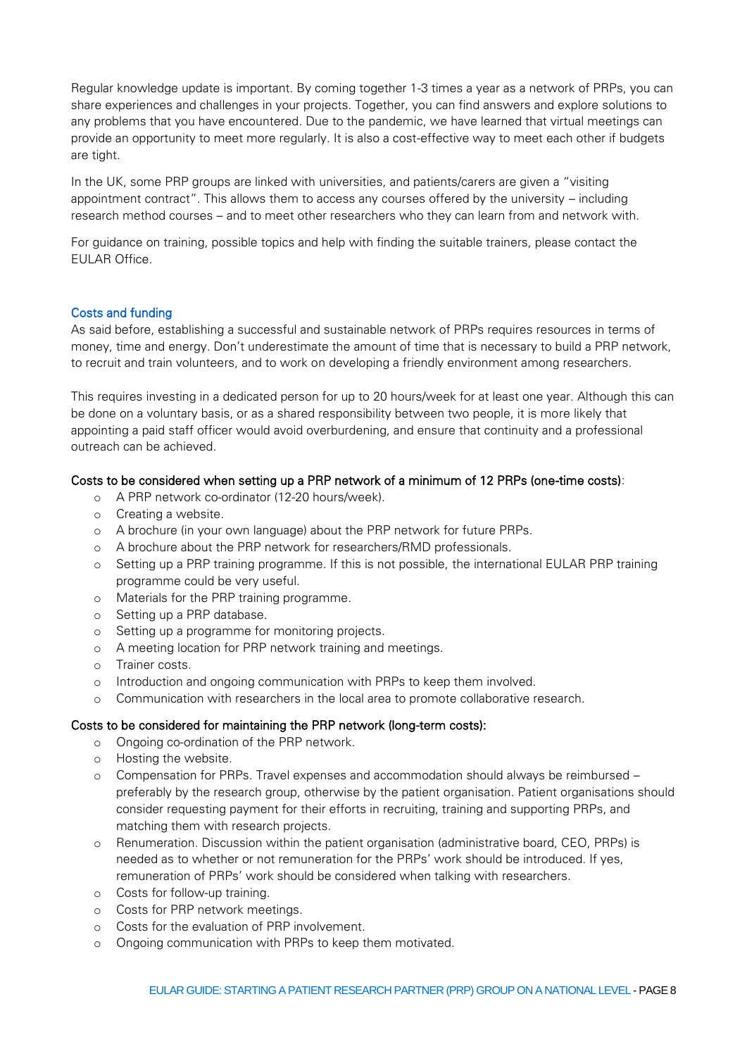Regular knowledge update is important. By coming together 1-3 times a year as a network of PRPs, you can share experiences and challenges in your projects. Together, you can find answers and explore solutions to any problems that you have encountered. Due to the pandemic, we have learned that virtual meetings can provide an opportunity to meet more regularly. It is also a cost-effective way to meet each other if budgets are tight.

In the UK, some PRP groups are linked with universities, and patients/carers are given a "visiting appointment contract". This allows them to access any courses offered by the university – including research method courses – and to meet other researchers who they can learn from and network with.

For guidance on training, possible topics and help with finding the suitable trainers, please contact the EULAR Office.

## Costs and funding

As said before, establishing a successful and sustainable network of PRPs requires resources in terms of money, time and energy. Don't underestimate the amount of time that is necessary to build a PRP network, to recruit and train volunteers, and to work on developing a friendly environment among researchers.

This requires investing in a dedicated person for up to 20 hours/week for at least one year. Although this can be done on a voluntary basis, or as a shared responsibility between two people, it is more likely that appointing a paid staff officer would avoid overburdening, and ensure that continuity and a professional outreach can be achieved.

Costs to be considered when setting up a PRP network of a minimum of 12 PRPs (one-time costs):

- A PRP network co-ordinator (12-20 hours/week).
- Creating a website.
- A brochure (in your own language) about the PRP network for future PRPs.
- A brochure about the PRP network for researchers/RMD professionals.
- Setting up a PRP training programme. If this is not possible, the international EULAR PRP training programme could be very useful.
- Materials for the PRP training programme.
- Setting up a PRP database.
- Setting up a programme for monitoring projects.
- A meeting location for PRP network training and meetings.
- Trainer costs.
- Introduction and ongoing communication with PRPs to keep them involved.
- Communication with researchers in the local area to promote collaborative research.

Costs to be considered for maintaining the PRP network (long-term costs):

- Ongoing co-ordination of the PRP network.
- Hosting the website.
- Compensation for PRPs. Travel expenses and accommodation should always be reimbursed – preferably by the research group, otherwise by the patient organisation. Patient organisations should consider requesting payment for their efforts in recruiting, training and supporting PRPs, and matching them with research projects.
- Renumeration. Discussion within the patient organisation (administrative board, CEO, PRPs) is needed as to whether or not remuneration for the PRPs' work should be introduced. If yes, remuneration of PRPs' work should be considered when talking with researchers.
- Costs for follow-up training.
- Costs for PRP network meetings.
- Costs for the evaluation of PRP involvement.
- Ongoing communication with PRPs to keep them motivated.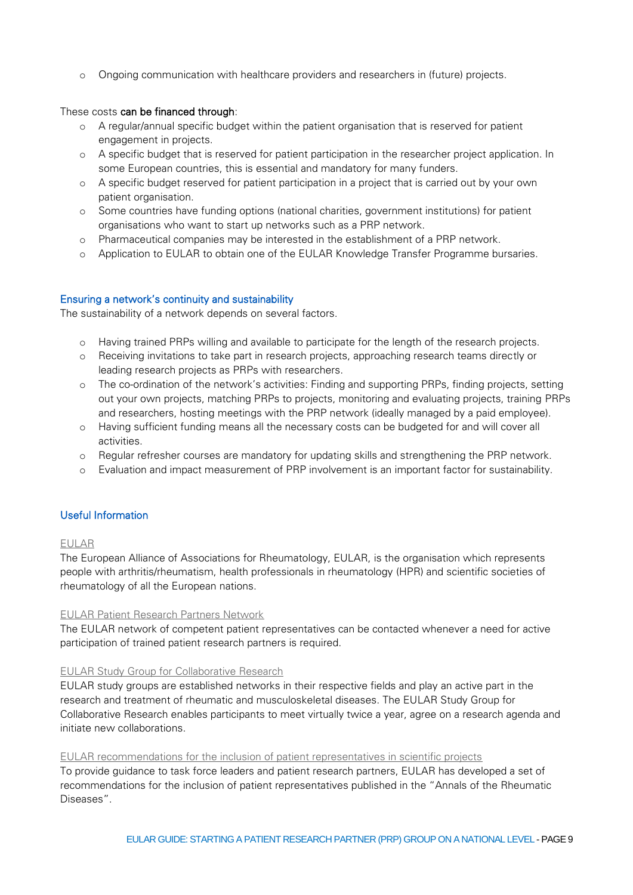- Ongoing communication with healthcare providers and researchers in (future) projects.

These costs **can be financed through**:

- A regular/annual specific budget within the patient organisation that is reserved for patient engagement in projects.
- A specific budget that is reserved for patient participation in the researcher project application. In some European countries, this is essential and mandatory for many funders.
- A specific budget reserved for patient participation in a project that is carried out by your own patient organisation.
- Some countries have funding options (national charities, government institutions) for patient organisations who want to start up networks such as a PRP network.
- Pharmaceutical companies may be interested in the establishment of a PRP network.
- Application to EULAR to obtain one of the EULAR Knowledge Transfer Programme bursaries.

### Ensuring a network's continuity and sustainability

The sustainability of a network depends on several factors.

- Having trained PRPs willing and available to participate for the length of the research projects.
- Receiving invitations to take part in research projects, approaching research teams directly or leading research projects as PRPs with researchers.
- The co-ordination of the network's activities: Finding and supporting PRPs, finding projects, setting out your own projects, matching PRPs to projects, monitoring and evaluating projects, training PRPs and researchers, hosting meetings with the PRP network (ideally managed by a paid employee).
- Having sufficient funding means all the necessary costs can be budgeted for and will cover all activities.
- Regular refresher courses are mandatory for updating skills and strengthening the PRP network.
- Evaluation and impact measurement of PRP involvement is an important factor for sustainability.

## Useful Information

#### EULAR

The European Alliance of Associations for Rheumatology, EULAR, is the organisation which represents people with arthritis/rheumatism, health professionals in rheumatology (HPR) and scientific societies of rheumatology of all the European nations.

#### EULAR Patient Research Partners Network

The EULAR network of competent patient representatives can be contacted whenever a need for active participation of trained patient research partners is required.

#### EULAR Study Group for Collaborative Research

EULAR study groups are established networks in their respective fields and play an active part in the research and treatment of rheumatic and musculoskeletal diseases. The EULAR Study Group for Collaborative Research enables participants to meet virtually twice a year, agree on a research agenda and initiate new collaborations.

#### EULAR recommendations for the inclusion of patient representatives in scientific projects

To provide guidance to task force leaders and patient research partners, EULAR has developed a set of recommendations for the inclusion of patient representatives published in the "Annals of the Rheumatic Diseases".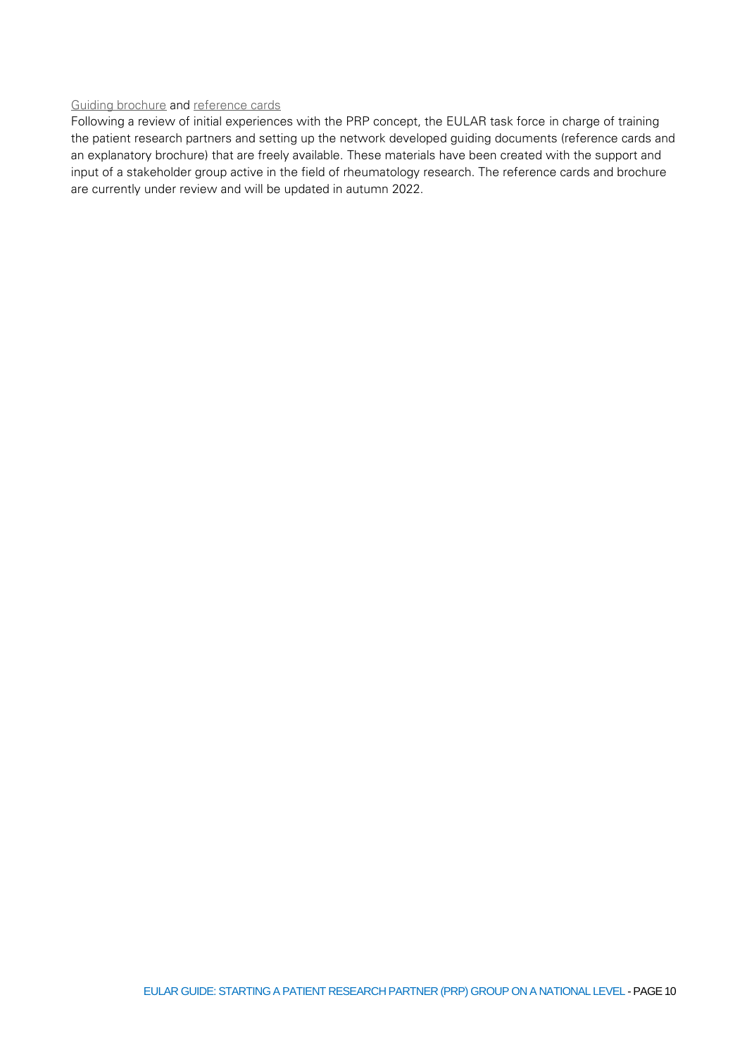Guiding brochure and reference cards

Following a review of initial experiences with the PRP concept, the EULAR task force in charge of training the patient research partners and setting up the network developed guiding documents (reference cards and an explanatory brochure) that are freely available. These materials have been created with the support and input of a stakeholder group active in the field of rheumatology research. The reference cards and brochure are currently under review and will be updated in autumn 2022.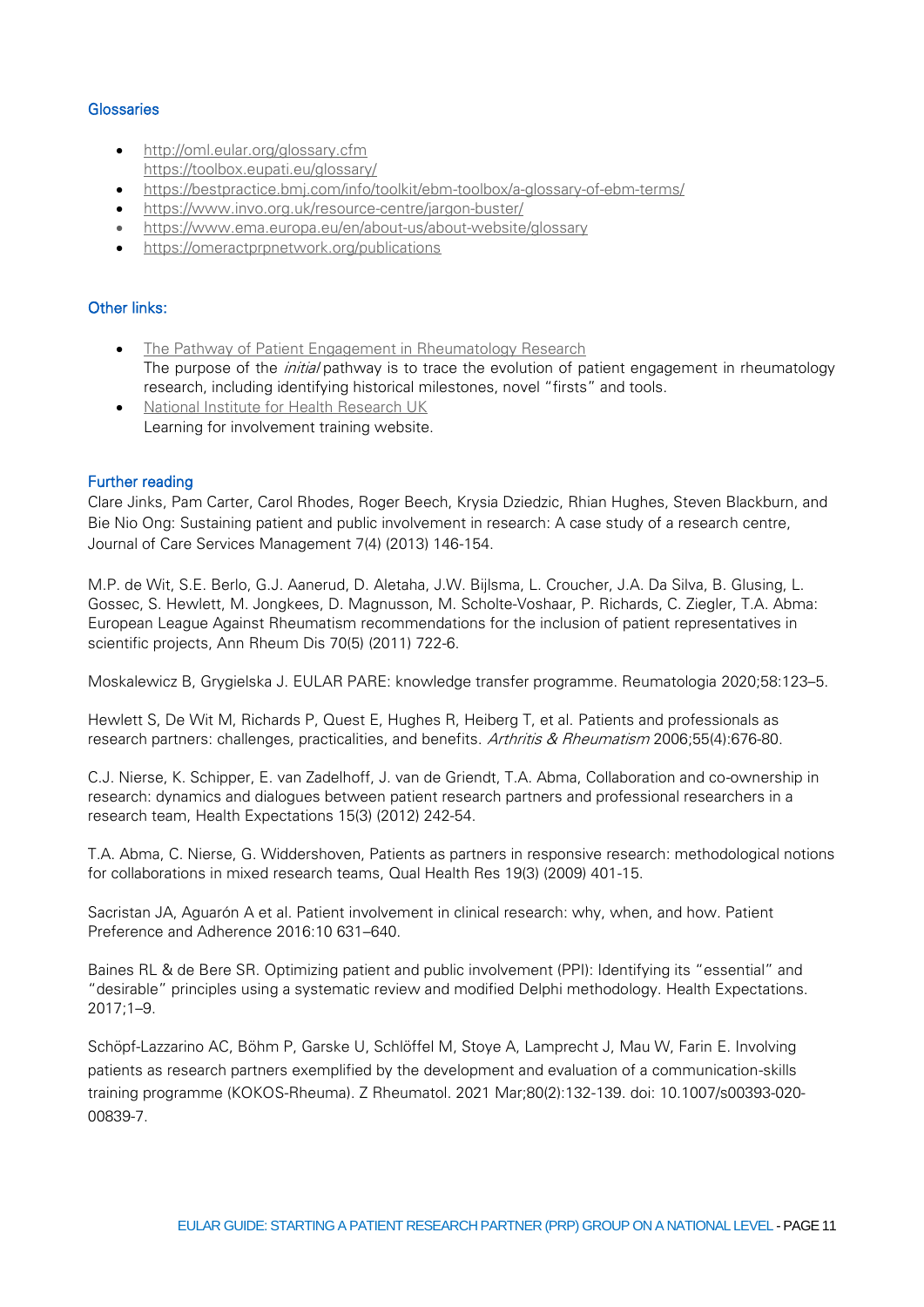## Glossaries

- http://oml.eular.org/glossary.cfm
  https://toolbox.eupati.eu/glossary/
- https://bestpractice.bmj.com/info/toolkit/ebm-toolbox/a-glossary-of-ebm-terms/
- https://www.invo.org.uk/resource-centre/jargon-buster/
- https://www.ema.europa.eu/en/about-us/about-website/glossary
- https://omeractprpnetwork.org/publications

## Other links:

- The Pathway of Patient Engagement in Rheumatology Research
  The purpose of the *initial* pathway is to trace the evolution of patient engagement in rheumatology research, including identifying historical milestones, novel "firsts" and tools.
- National Institute for Health Research UK
  Learning for involvement training website.

## Further reading

Clare Jinks, Pam Carter, Carol Rhodes, Roger Beech, Krysia Dziedzic, Rhian Hughes, Steven Blackburn, and Bie Nio Ong: Sustaining patient and public involvement in research: A case study of a research centre, Journal of Care Services Management 7(4) (2013) 146-154.

M.P. de Wit, S.E. Berlo, G.J. Aanerud, D. Aletaha, J.W. Bijlsma, L. Croucher, J.A. Da Silva, B. Glusing, L. Gossec, S. Hewlett, M. Jongkees, D. Magnusson, M. Scholte-Voshaar, P. Richards, C. Ziegler, T.A. Abma: European League Against Rheumatism recommendations for the inclusion of patient representatives in scientific projects, Ann Rheum Dis 70(5) (2011) 722-6.

Moskalewicz B, Grygielska J. EULAR PARE: knowledge transfer programme. Reumatologia 2020;58:123–5.

Hewlett S, De Wit M, Richards P, Quest E, Hughes R, Heiberg T, et al. Patients and professionals as research partners: challenges, practicalities, and benefits. *Arthritis & Rheumatism* 2006;55(4):676-80.

C.J. Nierse, K. Schipper, E. van Zadelhoff, J. van de Griendt, T.A. Abma, Collaboration and co-ownership in research: dynamics and dialogues between patient research partners and professional researchers in a research team, Health Expectations 15(3) (2012) 242-54.

T.A. Abma, C. Nierse, G. Widdershoven, Patients as partners in responsive research: methodological notions for collaborations in mixed research teams, Qual Health Res 19(3) (2009) 401-15.

Sacristan JA, Aguarón A et al. Patient involvement in clinical research: why, when, and how. Patient Preference and Adherence 2016:10 631–640.

Baines RL & de Bere SR. Optimizing patient and public involvement (PPI): Identifying its "essential" and "desirable" principles using a systematic review and modified Delphi methodology. Health Expectations. 2017;1–9.

Schöpf-Lazzarino AC, Böhm P, Garske U, Schlöffel M, Stoye A, Lamprecht J, Mau W, Farin E. Involving patients as research partners exemplified by the development and evaluation of a communication-skills training programme (KOKOS-Rheuma). Z Rheumatol. 2021 Mar;80(2):132-139. doi: 10.1007/s00393-020-00839-7.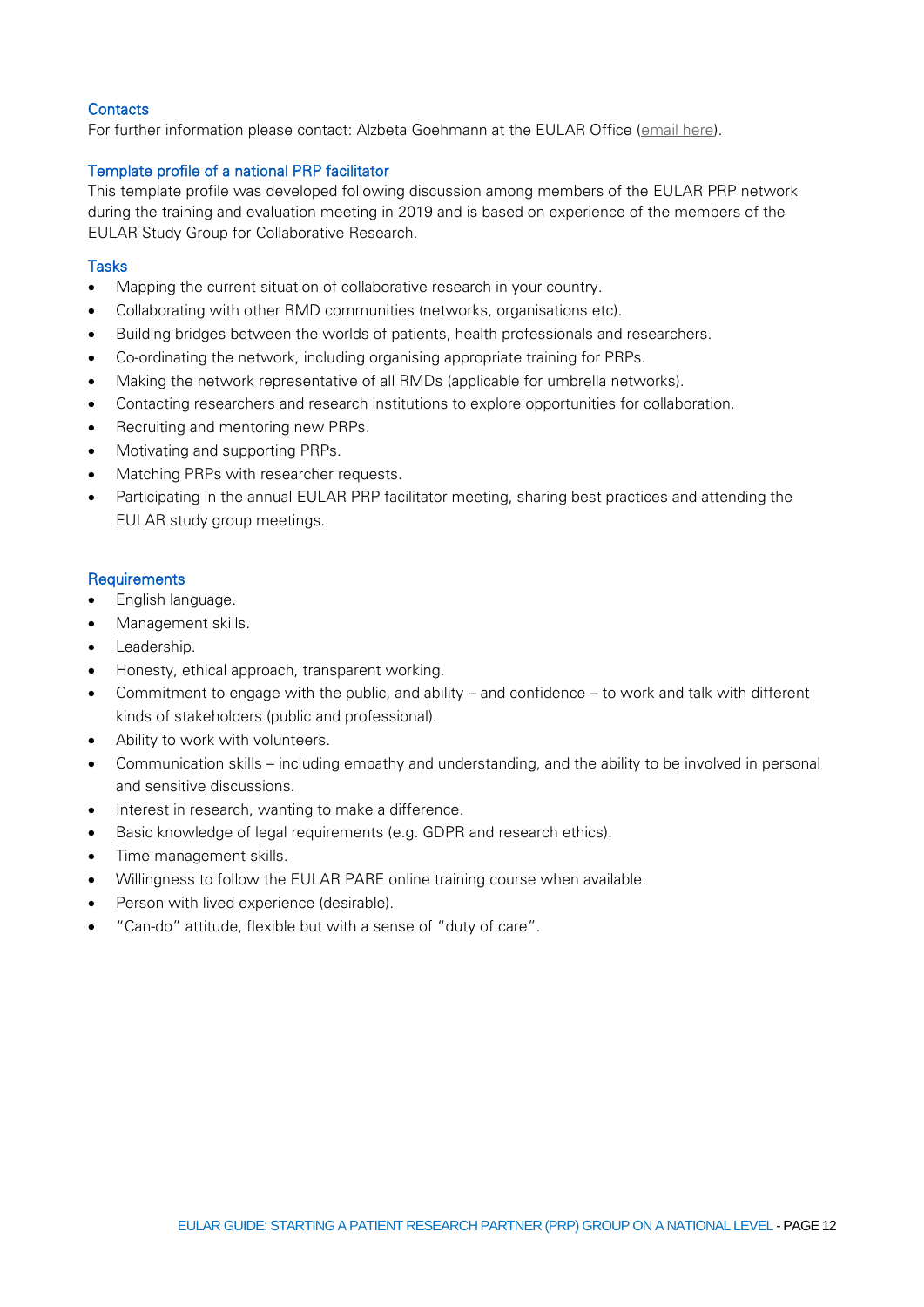### Contacts

For further information please contact: Alzbeta Goehmann at the EULAR Office (email here).

### Template profile of a national PRP facilitator

This template profile was developed following discussion among members of the EULAR PRP network during the training and evaluation meeting in 2019 and is based on experience of the members of the EULAR Study Group for Collaborative Research.

### Tasks

- Mapping the current situation of collaborative research in your country.
- Collaborating with other RMD communities (networks, organisations etc).
- Building bridges between the worlds of patients, health professionals and researchers.
- Co-ordinating the network, including organising appropriate training for PRPs.
- Making the network representative of all RMDs (applicable for umbrella networks).
- Contacting researchers and research institutions to explore opportunities for collaboration.
- Recruiting and mentoring new PRPs.
- Motivating and supporting PRPs.
- Matching PRPs with researcher requests.
- Participating in the annual EULAR PRP facilitator meeting, sharing best practices and attending the EULAR study group meetings.

### Requirements

- English language.
- Management skills.
- Leadership.
- Honesty, ethical approach, transparent working.
- Commitment to engage with the public, and ability – and confidence – to work and talk with different kinds of stakeholders (public and professional).
- Ability to work with volunteers.
- Communication skills – including empathy and understanding, and the ability to be involved in personal and sensitive discussions.
- Interest in research, wanting to make a difference.
- Basic knowledge of legal requirements (e.g. GDPR and research ethics).
- Time management skills.
- Willingness to follow the EULAR PARE online training course when available.
- Person with lived experience (desirable).
- "Can-do" attitude, flexible but with a sense of "duty of care".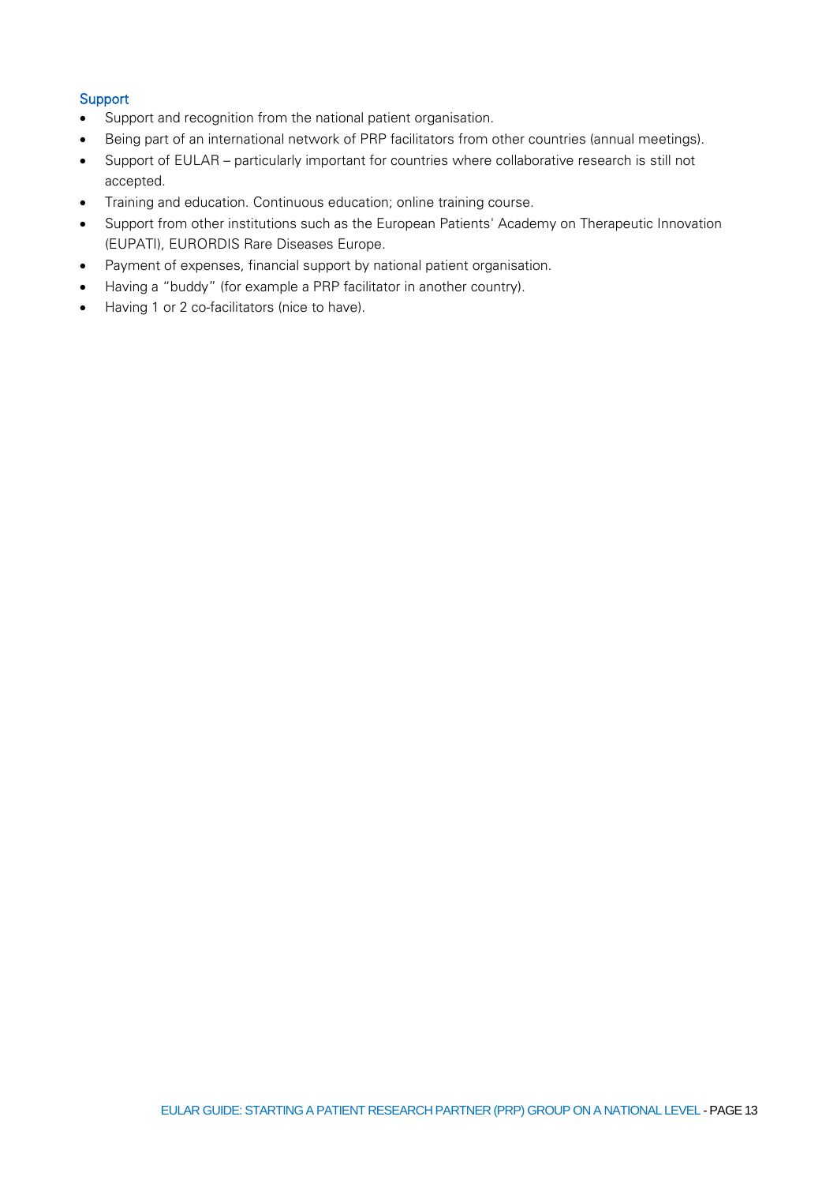### Support

- Support and recognition from the national patient organisation.
- Being part of an international network of PRP facilitators from other countries (annual meetings).
- Support of EULAR – particularly important for countries where collaborative research is still not accepted.
- Training and education. Continuous education; online training course.
- Support from other institutions such as the European Patients' Academy on Therapeutic Innovation (EUPATI), EURORDIS Rare Diseases Europe.
- Payment of expenses, financial support by national patient organisation.
- Having a "buddy" (for example a PRP facilitator in another country).
- Having 1 or 2 co-facilitators (nice to have).